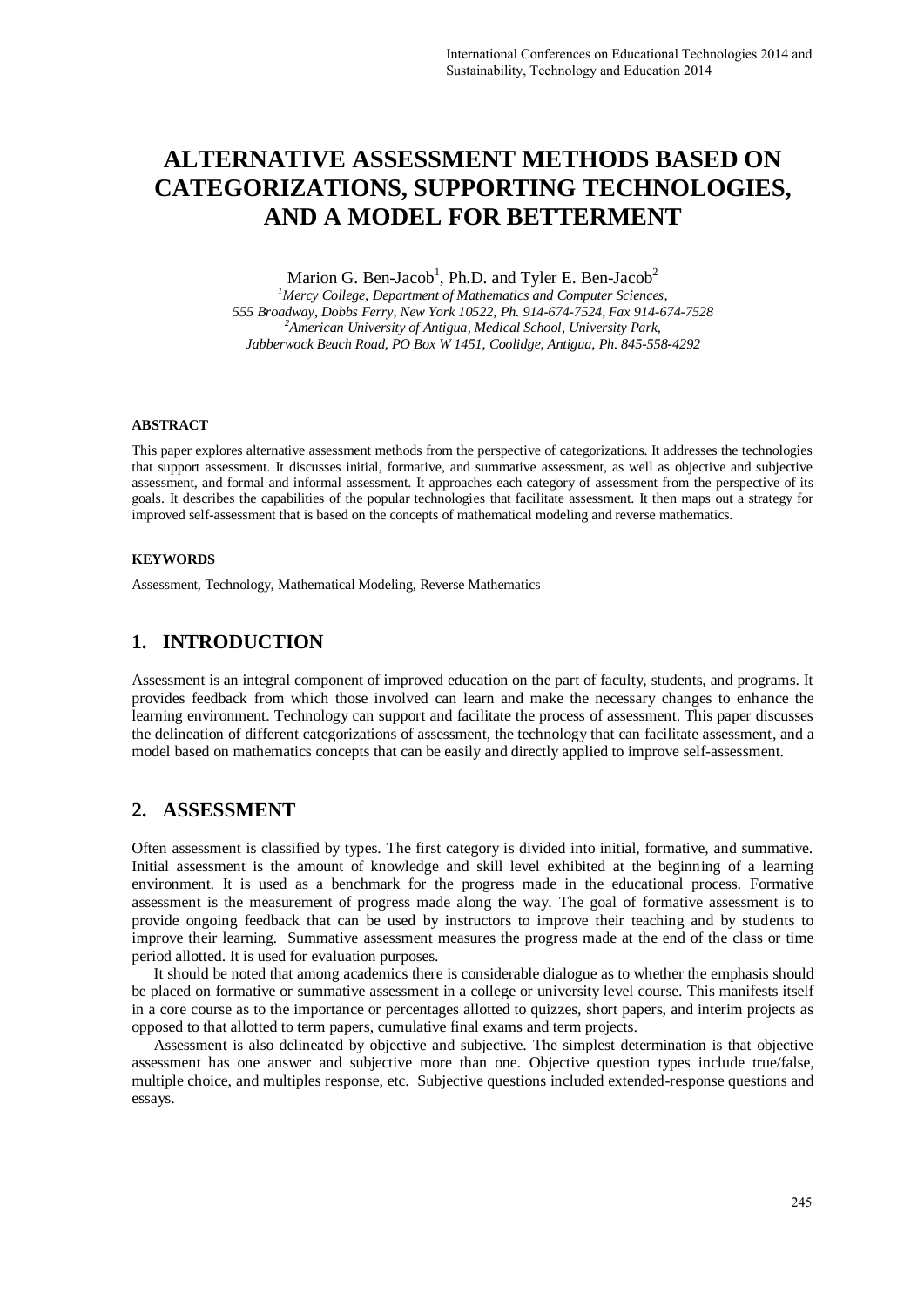# ALTERNATIVE ASSESSMENT METHODS BASED ON CATEGORIZATIONS, SUPPORTING TECHNOLOGIES, AND A MODEL FOR BETTERMENT

Marion G. Ben-Jacob[1], Ph.D. and Tyler E. Ben-Jacob[2]

[1]*Mercy College, Department of Mathematics and Computer Sciences, 555 Broadway, Dobbs Ferry, New York 10522, Ph. 914-674-7524, Fax 914-674-7528*
[2]*American University of Antigua, Medical School, University Park, Jabberwock Beach Road, PO Box W 1451, Coolidge, Antigua, Ph. 845-558-4292*

#### ABSTRACT

This paper explores alternative assessment methods from the perspective of categorizations. It addresses the technologies that support assessment. It discusses initial, formative, and summative assessment, as well as objective and subjective assessment, and formal and informal assessment. It approaches each category of assessment from the perspective of its goals. It describes the capabilities of the popular technologies that facilitate assessment. It then maps out a strategy for improved self-assessment that is based on the concepts of mathematical modeling and reverse mathematics.

#### KEYWORDS

Assessment, Technology, Mathematical Modeling, Reverse Mathematics

## 1. INTRODUCTION

Assessment is an integral component of improved education on the part of faculty, students, and programs. It provides feedback from which those involved can learn and make the necessary changes to enhance the learning environment. Technology can support and facilitate the process of assessment. This paper discusses the delineation of different categorizations of assessment, the technology that can facilitate assessment, and a model based on mathematics concepts that can be easily and directly applied to improve self-assessment.

## 2. ASSESSMENT

Often assessment is classified by types. The first category is divided into initial, formative, and summative. Initial assessment is the amount of knowledge and skill level exhibited at the beginning of a learning environment. It is used as a benchmark for the progress made in the educational process. Formative assessment is the measurement of progress made along the way. The goal of formative assessment is to provide ongoing feedback that can be used by instructors to improve their teaching and by students to improve their learning. Summative assessment measures the progress made at the end of the class or time period allotted. It is used for evaluation purposes.

It should be noted that among academics there is considerable dialogue as to whether the emphasis should be placed on formative or summative assessment in a college or university level course. This manifests itself in a core course as to the importance or percentages allotted to quizzes, short papers, and interim projects as opposed to that allotted to term papers, cumulative final exams and term projects.

Assessment is also delineated by objective and subjective. The simplest determination is that objective assessment has one answer and subjective more than one. Objective question types include true/false, multiple choice, and multiples response, etc. Subjective questions included extended-response questions and essays.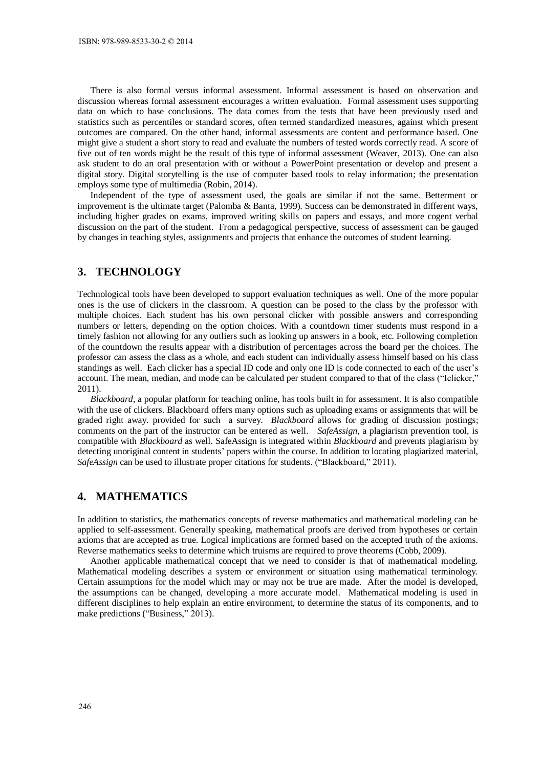There is also formal versus informal assessment. Informal assessment is based on observation and discussion whereas formal assessment encourages a written evaluation. Formal assessment uses supporting data on which to base conclusions. The data comes from the tests that have been previously used and statistics such as percentiles or standard scores, often termed standardized measures, against which present outcomes are compared. On the other hand, informal assessments are content and performance based. One might give a student a short story to read and evaluate the numbers of tested words correctly read. A score of five out of ten words might be the result of this type of informal assessment (Weaver, 2013). One can also ask student to do an oral presentation with or without a PowerPoint presentation or develop and present a digital story. Digital storytelling is the use of computer based tools to relay information; the presentation employs some type of multimedia (Robin, 2014).

Independent of the type of assessment used, the goals are similar if not the same. Betterment or improvement is the ultimate target (Palomba & Banta, 1999). Success can be demonstrated in different ways, including higher grades on exams, improved writing skills on papers and essays, and more cogent verbal discussion on the part of the student. From a pedagogical perspective, success of assessment can be gauged by changes in teaching styles, assignments and projects that enhance the outcomes of student learning.

## 3. TECHNOLOGY

Technological tools have been developed to support evaluation techniques as well. One of the more popular ones is the use of clickers in the classroom. A question can be posed to the class by the professor with multiple choices. Each student has his own personal clicker with possible answers and corresponding numbers or letters, depending on the option choices. With a countdown timer students must respond in a timely fashion not allowing for any outliers such as looking up answers in a book, etc. Following completion of the countdown the results appear with a distribution of percentages across the board per the choices. The professor can assess the class as a whole, and each student can individually assess himself based on his class standings as well. Each clicker has a special ID code and only one ID is code connected to each of the user's account. The mean, median, and mode can be calculated per student compared to that of the class ("Iclicker," 2011).

*Blackboard*, a popular platform for teaching online, has tools built in for assessment. It is also compatible with the use of clickers. Blackboard offers many options such as uploading exams or assignments that will be graded right away. provided for such a survey. *Blackboard* allows for grading of discussion postings; comments on the part of the instructor can be entered as well. *SafeAssign*, a plagiarism prevention tool, is compatible with *Blackboard* as well. SafeAssign is integrated within *Blackboard* and prevents plagiarism by detecting unoriginal content in students' papers within the course. In addition to locating plagiarized material, *SafeAssign* can be used to illustrate proper citations for students. ("Blackboard," 2011).

## 4. MATHEMATICS

In addition to statistics, the mathematics concepts of reverse mathematics and mathematical modeling can be applied to self-assessment. Generally speaking, mathematical proofs are derived from hypotheses or certain axioms that are accepted as true. Logical implications are formed based on the accepted truth of the axioms. Reverse mathematics seeks to determine which truisms are required to prove theorems (Cobb, 2009).

Another applicable mathematical concept that we need to consider is that of mathematical modeling. Mathematical modeling describes a system or environment or situation using mathematical terminology. Certain assumptions for the model which may or may not be true are made. After the model is developed, the assumptions can be changed, developing a more accurate model. Mathematical modeling is used in different disciplines to help explain an entire environment, to determine the status of its components, and to make predictions ("Business," 2013).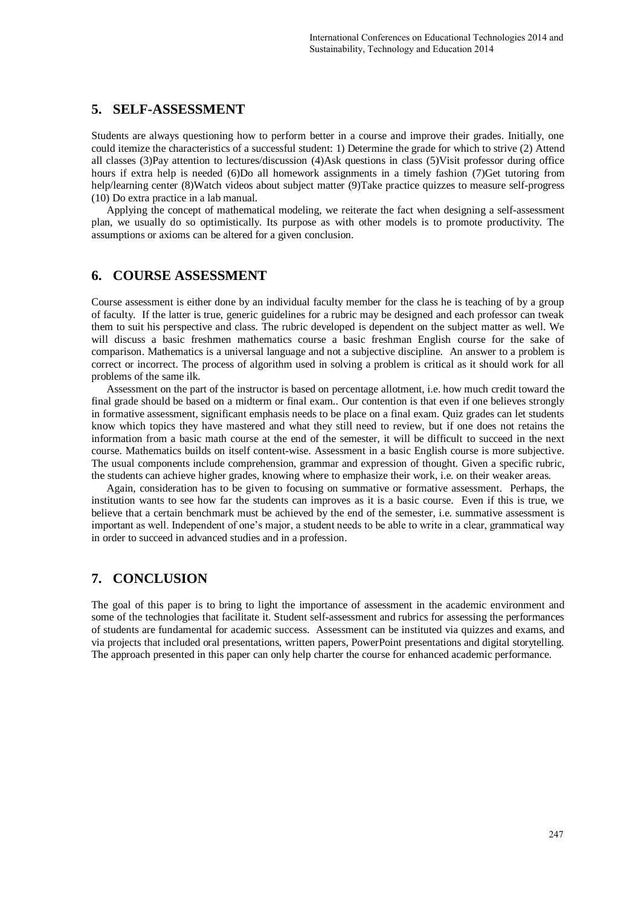## 5. SELF-ASSESSMENT

Students are always questioning how to perform better in a course and improve their grades. Initially, one could itemize the characteristics of a successful student: 1) Determine the grade for which to strive (2) Attend all classes (3)Pay attention to lectures/discussion (4)Ask questions in class (5)Visit professor during office hours if extra help is needed (6)Do all homework assignments in a timely fashion (7)Get tutoring from help/learning center (8)Watch videos about subject matter (9)Take practice quizzes to measure self-progress (10) Do extra practice in a lab manual.

Applying the concept of mathematical modeling, we reiterate the fact when designing a self-assessment plan, we usually do so optimistically. Its purpose as with other models is to promote productivity. The assumptions or axioms can be altered for a given conclusion.

## 6. COURSE ASSESSMENT

Course assessment is either done by an individual faculty member for the class he is teaching of by a group of faculty. If the latter is true, generic guidelines for a rubric may be designed and each professor can tweak them to suit his perspective and class. The rubric developed is dependent on the subject matter as well. We will discuss a basic freshmen mathematics course a basic freshman English course for the sake of comparison. Mathematics is a universal language and not a subjective discipline. An answer to a problem is correct or incorrect. The process of algorithm used in solving a problem is critical as it should work for all problems of the same ilk.

Assessment on the part of the instructor is based on percentage allotment, i.e. how much credit toward the final grade should be based on a midterm or final exam.. Our contention is that even if one believes strongly in formative assessment, significant emphasis needs to be place on a final exam. Quiz grades can let students know which topics they have mastered and what they still need to review, but if one does not retains the information from a basic math course at the end of the semester, it will be difficult to succeed in the next course. Mathematics builds on itself content-wise. Assessment in a basic English course is more subjective. The usual components include comprehension, grammar and expression of thought. Given a specific rubric, the students can achieve higher grades, knowing where to emphasize their work, i.e. on their weaker areas.

Again, consideration has to be given to focusing on summative or formative assessment. Perhaps, the institution wants to see how far the students can improves as it is a basic course. Even if this is true, we believe that a certain benchmark must be achieved by the end of the semester, i.e. summative assessment is important as well. Independent of one's major, a student needs to be able to write in a clear, grammatical way in order to succeed in advanced studies and in a profession.

## 7. CONCLUSION

The goal of this paper is to bring to light the importance of assessment in the academic environment and some of the technologies that facilitate it. Student self-assessment and rubrics for assessing the performances of students are fundamental for academic success. Assessment can be instituted via quizzes and exams, and via projects that included oral presentations, written papers, PowerPoint presentations and digital storytelling. The approach presented in this paper can only help charter the course for enhanced academic performance.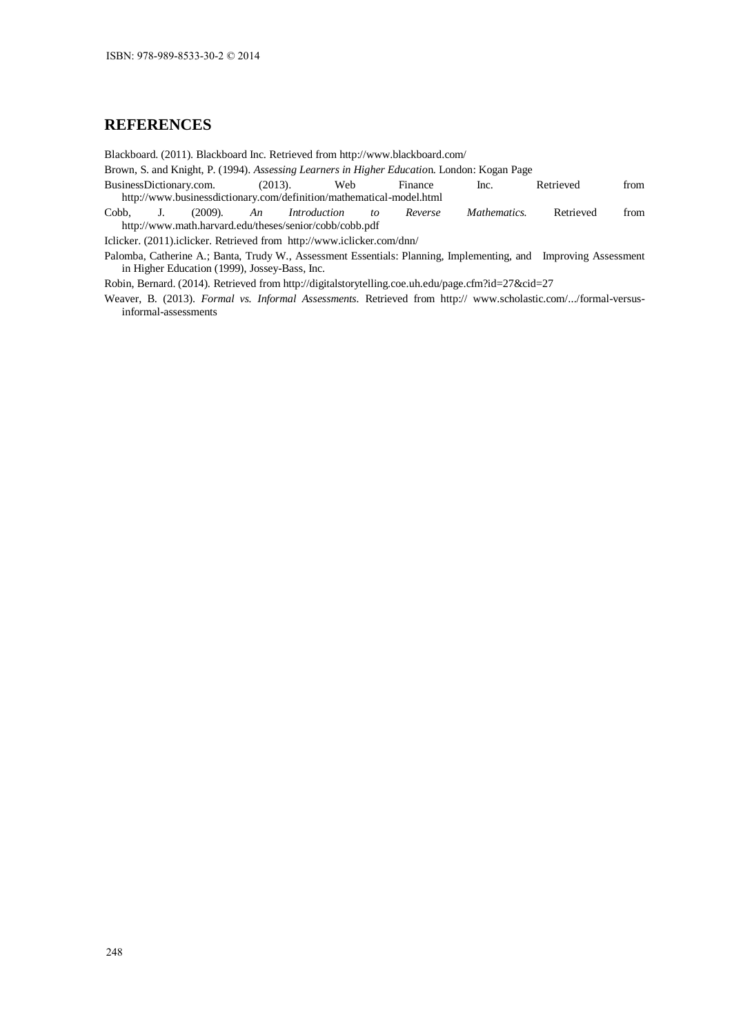## REFERENCES

Blackboard. (2011). Blackboard Inc. Retrieved from http://www.blackboard.com/

Brown, S. and Knight, P. (1994). *Assessing Learners in Higher Education*. London: Kogan Page

BusinessDictionary.com. (2013). Web Finance Inc. Retrieved from http://www.businessdictionary.com/definition/mathematical-model.html

Cobb, J. (2009). *An Introduction to Reverse Mathematics.* Retrieved from http://www.math.harvard.edu/theses/senior/cobb/cobb.pdf

Iclicker. (2011).iclicker. Retrieved from http://www.iclicker.com/dnn/

Palomba, Catherine A.; Banta, Trudy W., Assessment Essentials: Planning, Implementing, and Improving Assessment in Higher Education (1999), Jossey-Bass, Inc.

Robin, Bernard. (2014). Retrieved from http://digitalstorytelling.coe.uh.edu/page.cfm?id=27&cid=27

Weaver, B. (2013). *Formal vs. Informal Assessments.* Retrieved from http:// www.scholastic.com/.../formal-versus-informal-assessments